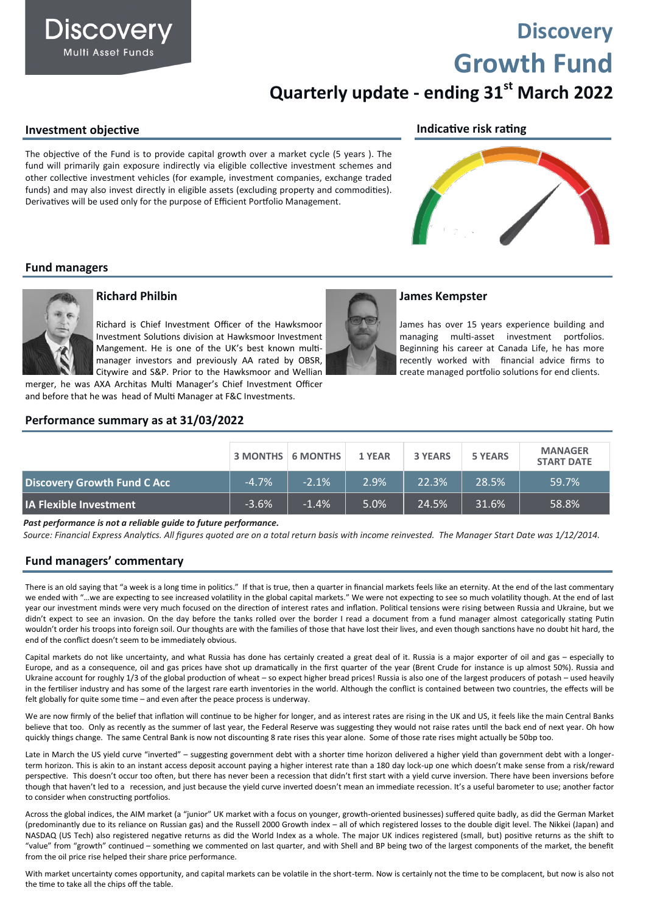Discovery
Multi Asset Funds

# Discovery Growth Fund

## Quarterly update - ending 31st March 2022

## Investment objective

The objective of the Fund is to provide capital growth over a market cycle (5 years ). The fund will primarily gain exposure indirectly via eligible collective investment schemes and other collective investment vehicles (for example, investment companies, exchange traded funds) and may also invest directly in eligible assets (excluding property and commodities). Derivatives will be used only for the purpose of Efficient Portfolio Management.

## Indicative risk rating

## Fund managers

### Richard Philbin

Richard is Chief Investment Officer of the Hawksmoor Investment Solutions division at Hawksmoor Investment Mangement. He is one of the UK's best known multi-manager investors and previously AA rated by OBSR, Citywire and S&P. Prior to the Hawksmoor and Wellian merger, he was AXA Architas Multi Manager's Chief Investment Officer and before that he was head of Multi Manager at F&C Investments.

### James Kempster

James has over 15 years experience building and managing multi-asset investment portfolios. Beginning his career at Canada Life, he has more recently worked with financial advice firms to create managed portfolio solutions for end clients.

## Performance summary as at 31/03/2022

| | 3 MONTHS | 6 MONTHS | 1 YEAR | 3 YEARS | 5 YEARS | MANAGER START DATE |
|---|---|---|---|---|---|---|
| Discovery Growth Fund C Acc | -4.7% | -2.1% | 2.9% | 22.3% | 28.5% | 59.7% |
| IA Flexible Investment | -3.6% | -1.4% | 5.0% | 24.5% | 31.6% | 58.8% |

***Past performance is not a reliable guide to future performance.***

*Source: Financial Express Analytics. All figures quoted are on a total return basis with income reinvested. The Manager Start Date was 1/12/2014.*

## Fund managers' commentary

There is an old saying that "a week is a long time in politics." If that is true, then a quarter in financial markets feels like an eternity. At the end of the last commentary we ended with "…we are expecting to see increased volatility in the global capital markets." We were not expecting to see so much volatility though. At the end of last year our investment minds were very much focused on the direction of interest rates and inflation. Political tensions were rising between Russia and Ukraine, but we didn't expect to see an invasion. On the day before the tanks rolled over the border I read a document from a fund manager almost categorically stating Putin wouldn't order his troops into foreign soil. Our thoughts are with the families of those that have lost their lives, and even though sanctions have no doubt hit hard, the end of the conflict doesn't seem to be immediately obvious.

Capital markets do not like uncertainty, and what Russia has done has certainly created a great deal of it. Russia is a major exporter of oil and gas – especially to Europe, and as a consequence, oil and gas prices have shot up dramatically in the first quarter of the year (Brent Crude for instance is up almost 50%). Russia and Ukraine account for roughly 1/3 of the global production of wheat – so expect higher bread prices! Russia is also one of the largest producers of potash – used heavily in the fertiliser industry and has some of the largest rare earth inventories in the world. Although the conflict is contained between two countries, the effects will be felt globally for quite some time – and even after the peace process is underway.

We are now firmly of the belief that inflation will continue to be higher for longer, and as interest rates are rising in the UK and US, it feels like the main Central Banks believe that too. Only as recently as the summer of last year, the Federal Reserve was suggesting they would not raise rates until the back end of next year. Oh how quickly things change. The same Central Bank is now not discounting 8 rate rises this year alone. Some of those rate rises might actually be 50bp too.

Late in March the US yield curve "inverted" – suggesting government debt with a shorter time horizon delivered a higher yield than government debt with a longer-term horizon. This is akin to an instant access deposit account paying a higher interest rate than a 180 day lock-up one which doesn't make sense from a risk/reward perspective. This doesn't occur too often, but there has never been a recession that didn't first start with a yield curve inversion. There have been inversions before though that haven't led to a recession, and just because the yield curve inverted doesn't mean an immediate recession. It's a useful barometer to use; another factor to consider when constructing portfolios.

Across the global indices, the AIM market (a "junior" UK market with a focus on younger, growth-oriented businesses) suffered quite badly, as did the German Market (predominantly due to its reliance on Russian gas) and the Russell 2000 Growth index – all of which registered losses to the double digit level. The Nikkei (Japan) and NASDAQ (US Tech) also registered negative returns as did the World Index as a whole. The major UK indices registered (small, but) positive returns as the shift to "value" from "growth" continued – something we commented on last quarter, and with Shell and BP being two of the largest components of the market, the benefit from the oil price rise helped their share price performance.

With market uncertainty comes opportunity, and capital markets can be volatile in the short-term. Now is certainly not the time to be complacent, but now is also not the time to take all the chips off the table.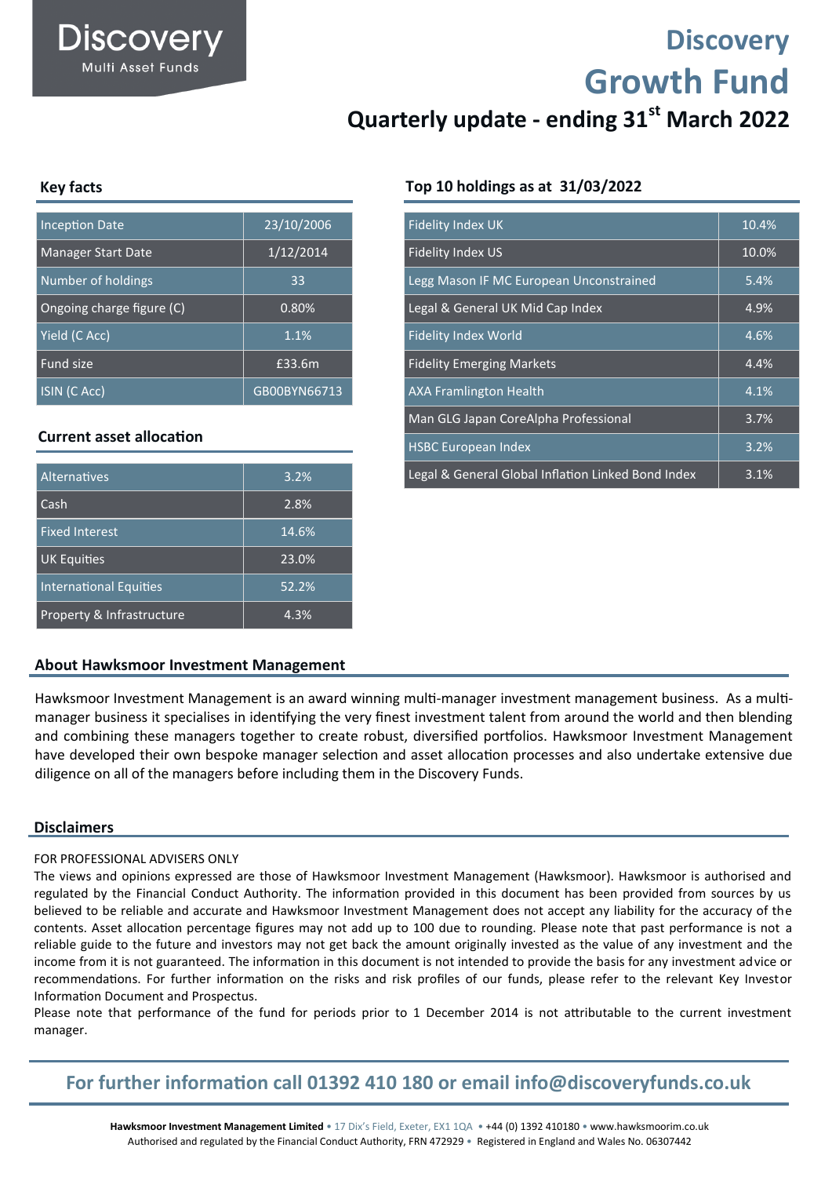Discovery
Multi Asset Funds

# Discovery Growth Fund

## Quarterly update - ending 31st March 2022

### Key facts

| | |
|---|---|
| Inception Date | 23/10/2006 |
| Manager Start Date | 1/12/2014 |
| Number of holdings | 33 |
| Ongoing charge figure (C) | 0.80% |
| Yield (C Acc) | 1.1% |
| Fund size | £33.6m |
| ISIN (C Acc) | GB00BYN66713 |

### Current asset allocation

| | |
|---|---|
| Alternatives | 3.2% |
| Cash | 2.8% |
| Fixed Interest | 14.6% |
| UK Equities | 23.0% |
| International Equities | 52.2% |
| Property & Infrastructure | 4.3% |

### Top 10 holdings as at 31/03/2022

| | |
|---|---|
| Fidelity Index UK | 10.4% |
| Fidelity Index US | 10.0% |
| Legg Mason IF MC European Unconstrained | 5.4% |
| Legal & General UK Mid Cap Index | 4.9% |
| Fidelity Index World | 4.6% |
| Fidelity Emerging Markets | 4.4% |
| AXA Framlington Health | 4.1% |
| Man GLG Japan CoreAlpha Professional | 3.7% |
| HSBC European Index | 3.2% |
| Legal & General Global Inflation Linked Bond Index | 3.1% |

### About Hawksmoor Investment Management

Hawksmoor Investment Management is an award winning multi-manager investment management business. As a multi-manager business it specialises in identifying the very finest investment talent from around the world and then blending and combining these managers together to create robust, diversified portfolios. Hawksmoor Investment Management have developed their own bespoke manager selection and asset allocation processes and also undertake extensive due diligence on all of the managers before including them in the Discovery Funds.

### Disclaimers

FOR PROFESSIONAL ADVISERS ONLY

The views and opinions expressed are those of Hawksmoor Investment Management (Hawksmoor). Hawksmoor is authorised and regulated by the Financial Conduct Authority. The information provided in this document has been provided from sources by us believed to be reliable and accurate and Hawksmoor Investment Management does not accept any liability for the accuracy of the contents. Asset allocation percentage figures may not add up to 100 due to rounding. Please note that past performance is not a reliable guide to the future and investors may not get back the amount originally invested as the value of any investment and the income from it is not guaranteed. The information in this document is not intended to provide the basis for any investment advice or recommendations. For further information on the risks and risk profiles of our funds, please refer to the relevant Key Investor Information Document and Prospectus.

Please note that performance of the fund for periods prior to 1 December 2014 is not attributable to the current investment manager.

**For further information call 01392 410 180 or email info@discoveryfunds.co.uk**

**Hawksmoor Investment Management Limited** • 17 Dix's Field, Exeter, EX1 1QA • +44 (0) 1392 410180 • www.hawksmoorim.co.uk
Authorised and regulated by the Financial Conduct Authority, FRN 472929 • Registered in England and Wales No. 06307442